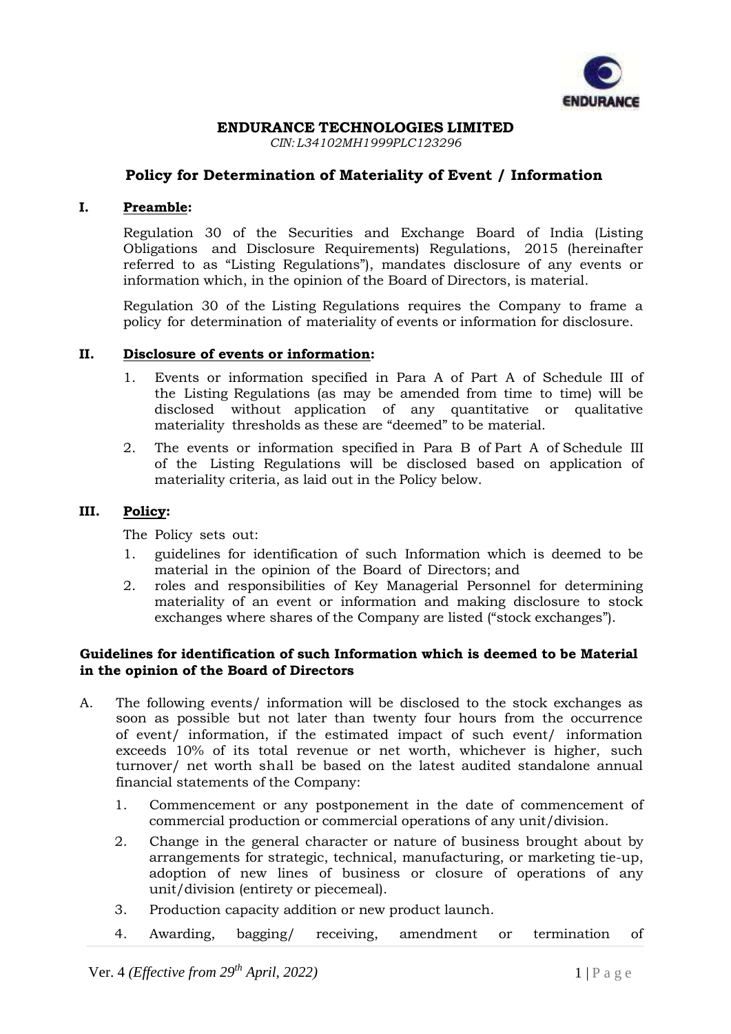**ENDURANCE TECHNOLOGIES LIMITED**

*CIN: L34102MH1999PLC123296*

## Policy for Determination of Materiality of Event / Information

### I. Preamble:

Regulation 30 of the Securities and Exchange Board of India (Listing Obligations and Disclosure Requirements) Regulations, 2015 (hereinafter referred to as "Listing Regulations"), mandates disclosure of any events or information which, in the opinion of the Board of Directors, is material.

Regulation 30 of the Listing Regulations requires the Company to frame a policy for determination of materiality of events or information for disclosure.

### II. Disclosure of events or information:

1. Events or information specified in Para A of Part A of Schedule III of the Listing Regulations (as may be amended from time to time) will be disclosed without application of any quantitative or qualitative materiality thresholds as these are "deemed" to be material.
2. The events or information specified in Para B of Part A of Schedule III of the Listing Regulations will be disclosed based on application of materiality criteria, as laid out in the Policy below.

### III. Policy:

The Policy sets out:

1. guidelines for identification of such Information which is deemed to be material in the opinion of the Board of Directors; and
2. roles and responsibilities of Key Managerial Personnel for determining materiality of an event or information and making disclosure to stock exchanges where shares of the Company are listed ("stock exchanges").

**Guidelines for identification of such Information which is deemed to be Material in the opinion of the Board of Directors**

A. The following events/ information will be disclosed to the stock exchanges as soon as possible but not later than twenty four hours from the occurrence of event/ information, if the estimated impact of such event/ information exceeds 10% of its total revenue or net worth, whichever is higher, such turnover/ net worth shall be based on the latest audited standalone annual financial statements of the Company:

1. Commencement or any postponement in the date of commencement of commercial production or commercial operations of any unit/division.
2. Change in the general character or nature of business brought about by arrangements for strategic, technical, manufacturing, or marketing tie-up, adoption of new lines of business or closure of operations of any unit/division (entirety or piecemeal).
3. Production capacity addition or new product launch.
4. Awarding, bagging/ receiving, amendment or termination of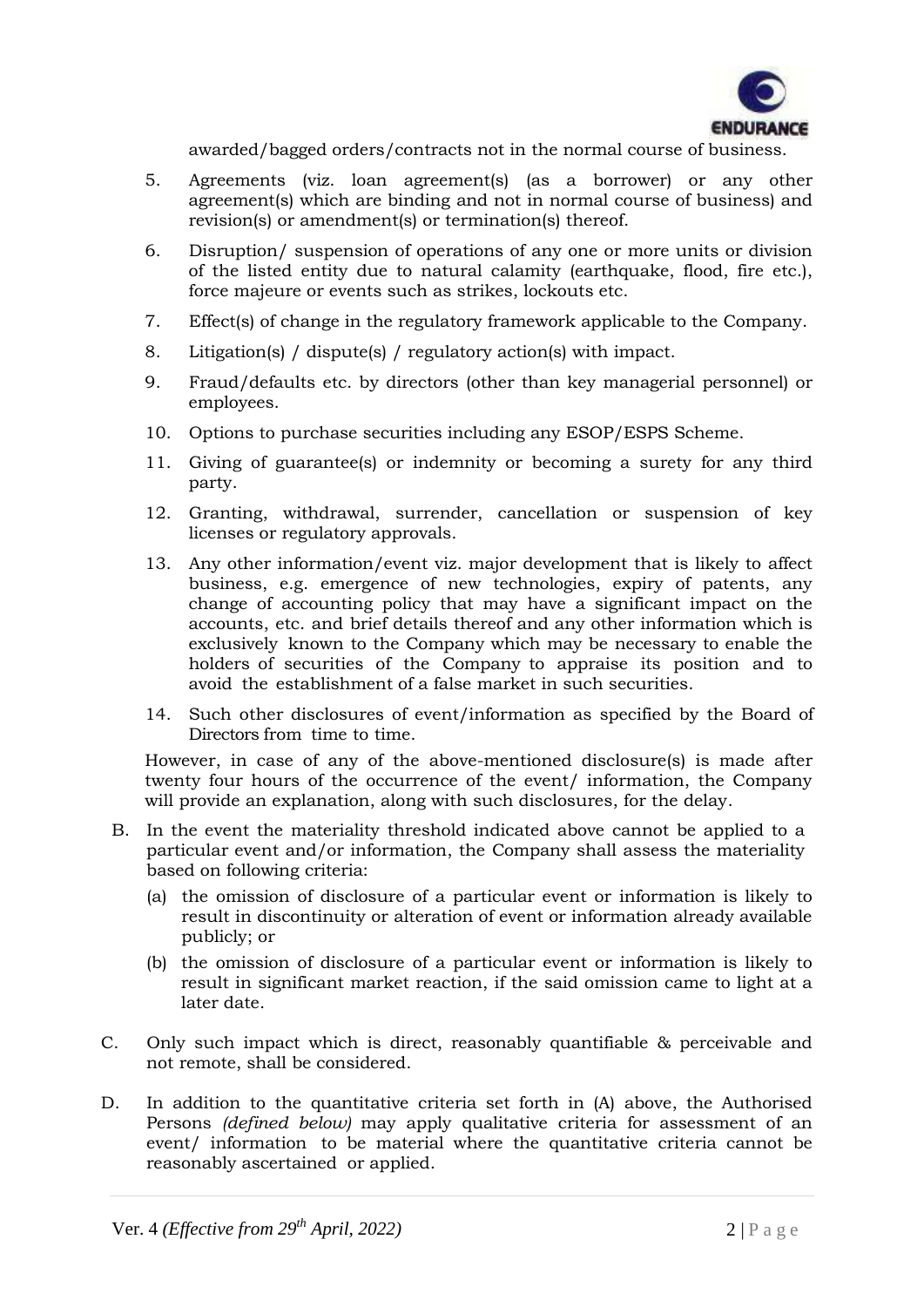awarded/bagged orders/contracts not in the normal course of business.

5. Agreements (viz. loan agreement(s) (as a borrower) or any other agreement(s) which are binding and not in normal course of business) and revision(s) or amendment(s) or termination(s) thereof.
6. Disruption/ suspension of operations of any one or more units or division of the listed entity due to natural calamity (earthquake, flood, fire etc.), force majeure or events such as strikes, lockouts etc.
7. Effect(s) of change in the regulatory framework applicable to the Company.
8. Litigation(s) / dispute(s) / regulatory action(s) with impact.
9. Fraud/defaults etc. by directors (other than key managerial personnel) or employees.
10. Options to purchase securities including any ESOP/ESPS Scheme.
11. Giving of guarantee(s) or indemnity or becoming a surety for any third party.
12. Granting, withdrawal, surrender, cancellation or suspension of key licenses or regulatory approvals.
13. Any other information/event viz. major development that is likely to affect business, e.g. emergence of new technologies, expiry of patents, any change of accounting policy that may have a significant impact on the accounts, etc. and brief details thereof and any other information which is exclusively known to the Company which may be necessary to enable the holders of securities of the Company to appraise its position and to avoid the establishment of a false market in such securities.
14. Such other disclosures of event/information as specified by the Board of Directors from time to time.

However, in case of any of the above-mentioned disclosure(s) is made after twenty four hours of the occurrence of the event/ information, the Company will provide an explanation, along with such disclosures, for the delay.

B. In the event the materiality threshold indicated above cannot be applied to a particular event and/or information, the Company shall assess the materiality based on following criteria:
   (a) the omission of disclosure of a particular event or information is likely to result in discontinuity or alteration of event or information already available publicly; or
   (b) the omission of disclosure of a particular event or information is likely to result in significant market reaction, if the said omission came to light at a later date.

C. Only such impact which is direct, reasonably quantifiable & perceivable and not remote, shall be considered.

D. In addition to the quantitative criteria set forth in (A) above, the Authorised Persons *(defined below)* may apply qualitative criteria for assessment of an event/ information to be material where the quantitative criteria cannot be reasonably ascertained or applied.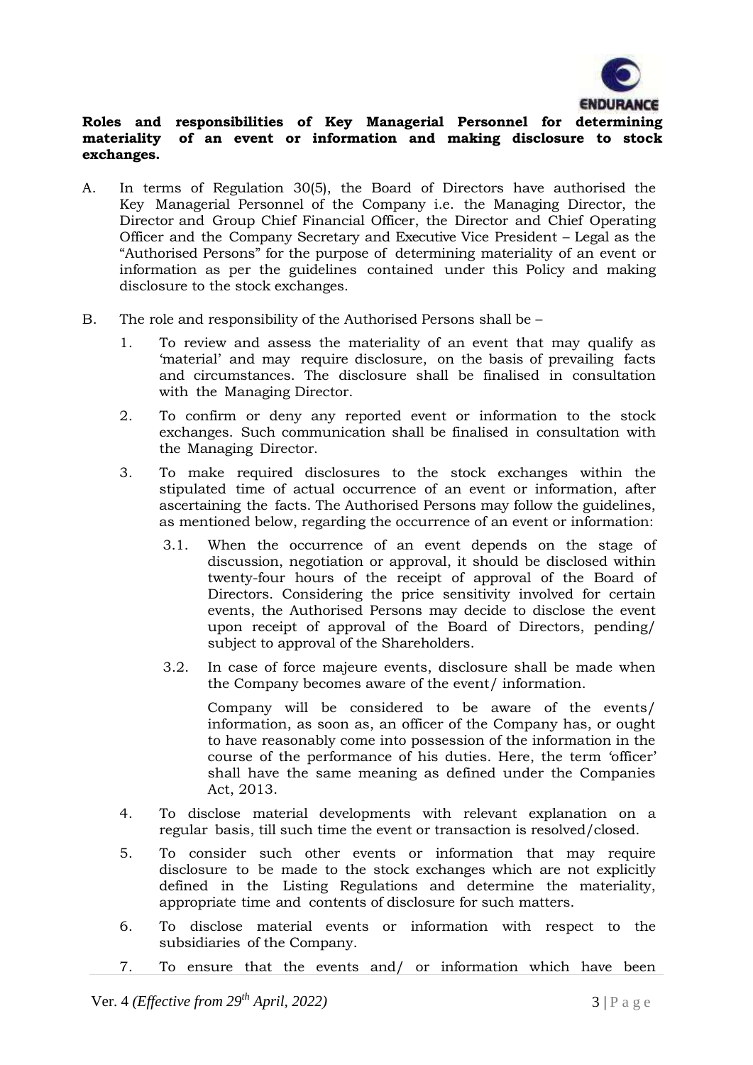**Roles and responsibilities of Key Managerial Personnel for determining materiality of an event or information and making disclosure to stock exchanges.**

A. In terms of Regulation 30(5), the Board of Directors have authorised the Key Managerial Personnel of the Company i.e. the Managing Director, the Director and Group Chief Financial Officer, the Director and Chief Operating Officer and the Company Secretary and Executive Vice President – Legal as the "Authorised Persons" for the purpose of determining materiality of an event or information as per the guidelines contained under this Policy and making disclosure to the stock exchanges.

B. The role and responsibility of the Authorised Persons shall be –

1. To review and assess the materiality of an event that may qualify as 'material' and may require disclosure, on the basis of prevailing facts and circumstances. The disclosure shall be finalised in consultation with the Managing Director.

2. To confirm or deny any reported event or information to the stock exchanges. Such communication shall be finalised in consultation with the Managing Director.

3. To make required disclosures to the stock exchanges within the stipulated time of actual occurrence of an event or information, after ascertaining the facts. The Authorised Persons may follow the guidelines, as mentioned below, regarding the occurrence of an event or information:

   3.1. When the occurrence of an event depends on the stage of discussion, negotiation or approval, it should be disclosed within twenty-four hours of the receipt of approval of the Board of Directors. Considering the price sensitivity involved for certain events, the Authorised Persons may decide to disclose the event upon receipt of approval of the Board of Directors, pending/ subject to approval of the Shareholders.

   3.2. In case of force majeure events, disclosure shall be made when the Company becomes aware of the event/ information.

   Company will be considered to be aware of the events/ information, as soon as, an officer of the Company has, or ought to have reasonably come into possession of the information in the course of the performance of his duties. Here, the term 'officer' shall have the same meaning as defined under the Companies Act, 2013.

4. To disclose material developments with relevant explanation on a regular basis, till such time the event or transaction is resolved/closed.

5. To consider such other events or information that may require disclosure to be made to the stock exchanges which are not explicitly defined in the Listing Regulations and determine the materiality, appropriate time and contents of disclosure for such matters.

6. To disclose material events or information with respect to the subsidiaries of the Company.

7. To ensure that the events and/ or information which have been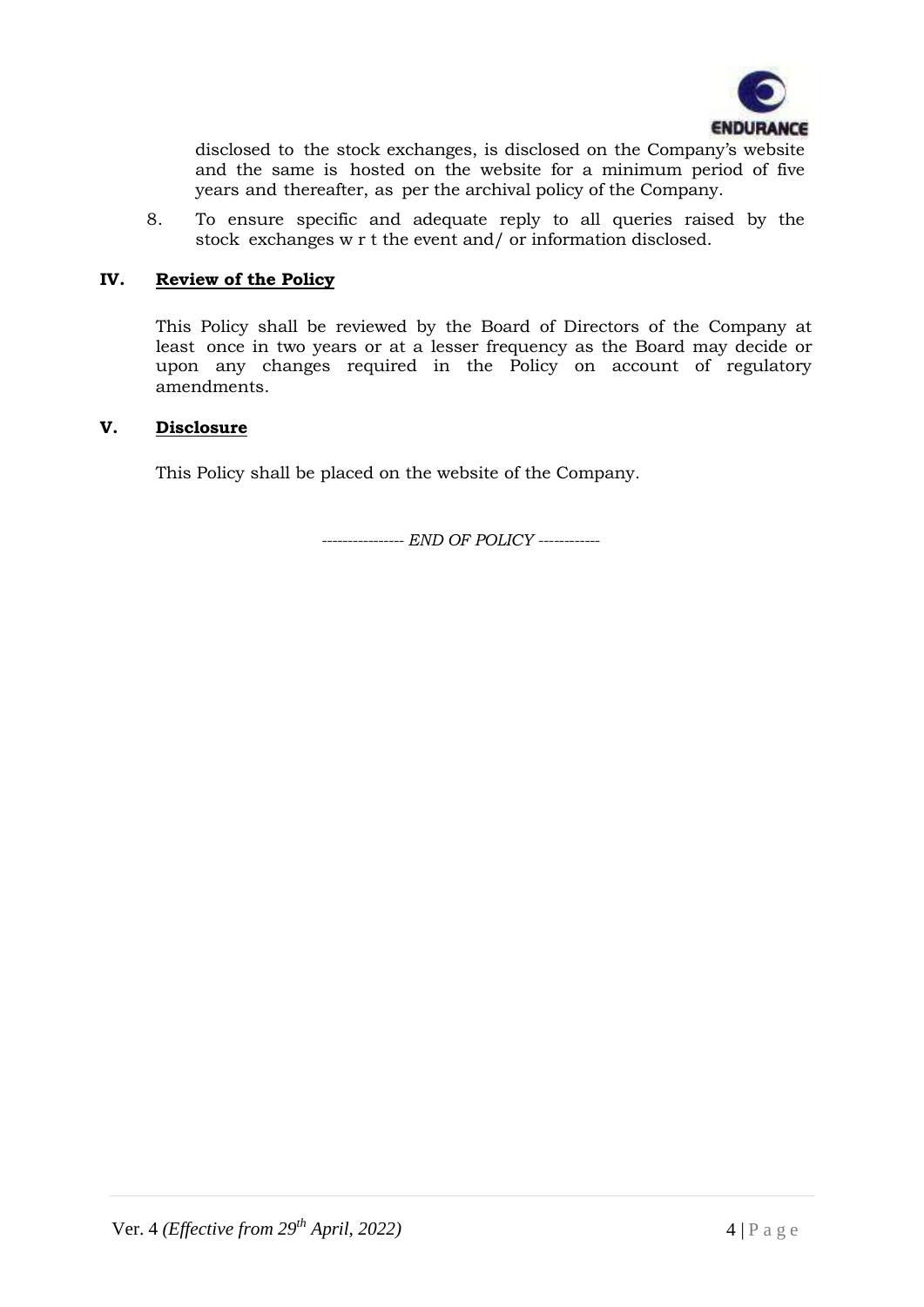disclosed to the stock exchanges, is disclosed on the Company's website and the same is hosted on the website for a minimum period of five years and thereafter, as per the archival policy of the Company.

8. To ensure specific and adequate reply to all queries raised by the stock exchanges w r t the event and/ or information disclosed.

## IV. Review of the Policy

This Policy shall be reviewed by the Board of Directors of the Company at least once in two years or at a lesser frequency as the Board may decide or upon any changes required in the Policy on account of regulatory amendments.

## V. Disclosure

This Policy shall be placed on the website of the Company.

---------------- *END OF POLICY* ------------

Ver. 4 *(Effective from 29th April, 2022)*